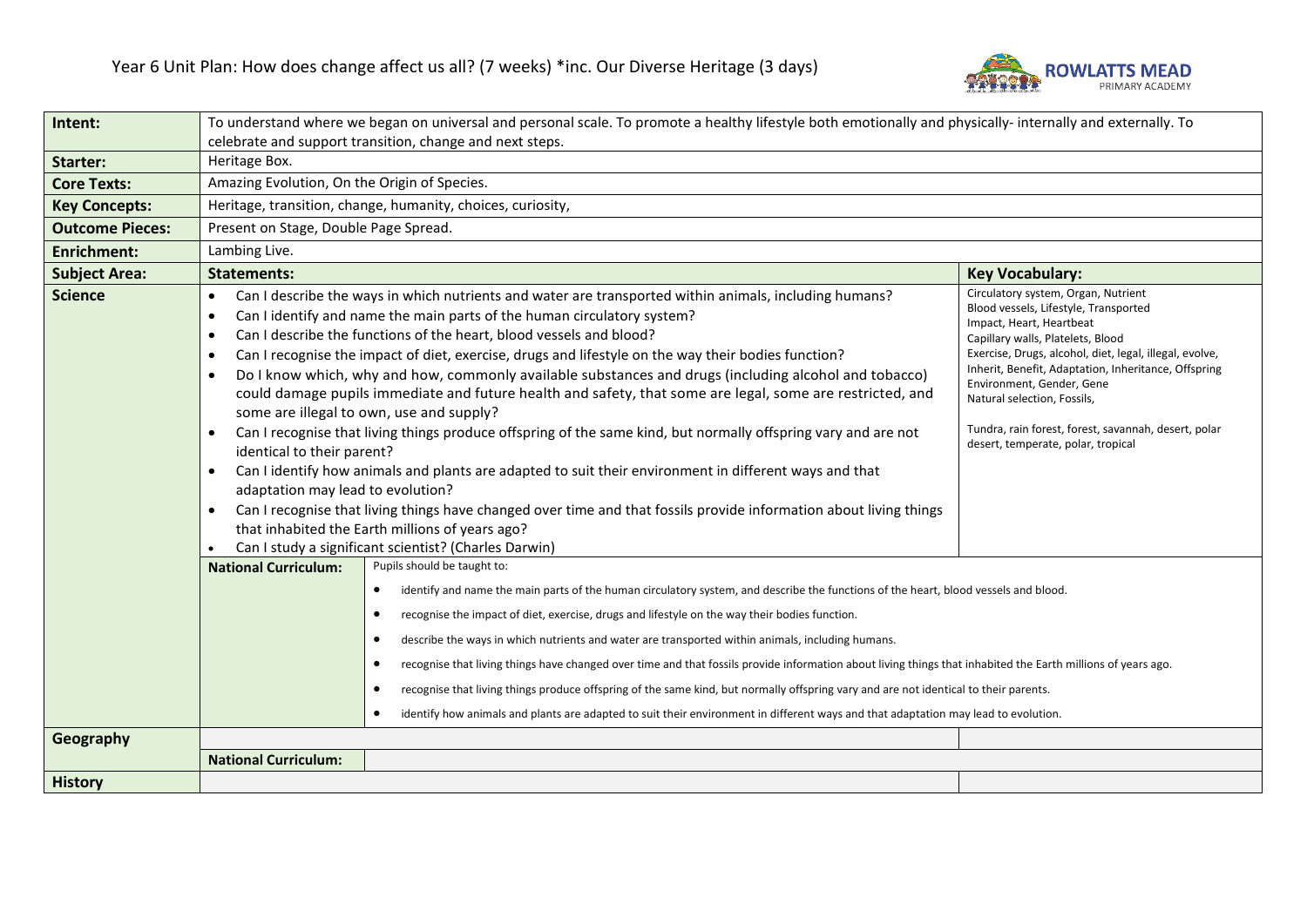# Year 6 Unit Plan: How does change affect us all? (7 weeks) *inc. Our Diverse Heritage (3 days)

| | | |
|---|---|---|
| **Intent:** | To understand where we began on universal and personal scale. To promote a healthy lifestyle both emotionally and physically- internally and externally. To celebrate and support transition, change and next steps. | |
| **Starter:** | Heritage Box. | |
| **Core Texts:** | Amazing Evolution, On the Origin of Species. | |
| **Key Concepts:** | Heritage, transition, change, humanity, choices, curiosity, | |
| **Outcome Pieces:** | Present on Stage, Double Page Spread. | |
| **Enrichment:** | Lambing Live. | |
| **Subject Area:** | **Statements:** | **Key Vocabulary:** |
| **Science** | • Can I describe the ways in which nutrients and water are transported within animals, including humans?<br>• Can I identify and name the main parts of the human circulatory system?<br>• Can I describe the functions of the heart, blood vessels and blood?<br>• Can I recognise the impact of diet, exercise, drugs and lifestyle on the way their bodies function?<br>• Do I know which, why and how, commonly available substances and drugs (including alcohol and tobacco) could damage pupils immediate and future health and safety, that some are legal, some are restricted, and some are illegal to own, use and supply?<br>• Can I recognise that living things produce offspring of the same kind, but normally offspring vary and are not identical to their parent?<br>• Can I identify how animals and plants are adapted to suit their environment in different ways and that adaptation may lead to evolution?<br>• Can I recognise that living things have changed over time and that fossils provide information about living things that inhabited the Earth millions of years ago?<br>• Can I study a significant scientist? (Charles Darwin) | Circulatory system, Organ, Nutrient<br>Blood vessels, Lifestyle, Transported<br>Impact, Heart, Heartbeat<br>Capillary walls, Platelets, Blood<br>Exercise, Drugs, alcohol, diet, legal, illegal, evolve,<br>Inherit, Benefit, Adaptation, Inheritance, Offspring<br>Environment, Gender, Gene<br>Natural selection, Fossils,<br><br>Tundra, rain forest, forest, savannah, desert, polar desert, temperate, polar, tropical |
| | **National Curriculum:** | Pupils should be taught to:<br>• identify and name the main parts of the human circulatory system, and describe the functions of the heart, blood vessels and blood.<br>• recognise the impact of diet, exercise, drugs and lifestyle on the way their bodies function.<br>• describe the ways in which nutrients and water are transported within animals, including humans.<br>• recognise that living things have changed over time and that fossils provide information about living things that inhabited the Earth millions of years ago.<br>• recognise that living things produce offspring of the same kind, but normally offspring vary and are not identical to their parents.<br>• identify how animals and plants are adapted to suit their environment in different ways and that adaptation may lead to evolution. |
| **Geography** | | |
| | **National Curriculum:** | |
| **History** | | |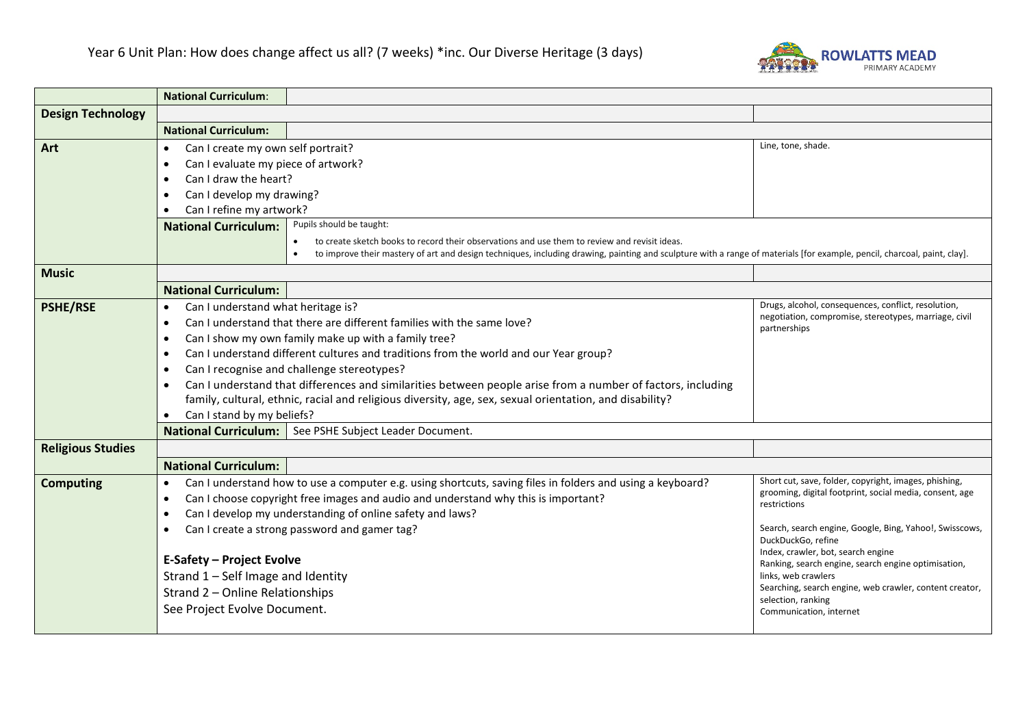# Year 6 Unit Plan: How does change affect us all? (7 weeks) *inc. Our Diverse Heritage (3 days)

| Subject | Content | Vocabulary |
|---|---|---|
| | **National Curriculum**: | |
| **Design Technology** | | |
| | **National Curriculum:** | |
| **Art** | • Can I create my own self portrait?<br>• Can I evaluate my piece of artwork?<br>• Can I draw the heart?<br>• Can I develop my drawing?<br>• Can I refine my artwork? | Line, tone, shade. |
| | **National Curriculum:** Pupils should be taught:<br>• to create sketch books to record their observations and use them to review and revisit ideas.<br>• to improve their mastery of art and design techniques, including drawing, painting and sculpture with a range of materials [for example, pencil, charcoal, paint, clay]. | |
| **Music** | | |
| | **National Curriculum:** | |
| **PSHE/RSE** | • Can I understand what heritage is?<br>• Can I understand that there are different families with the same love?<br>• Can I show my own family make up with a family tree?<br>• Can I understand different cultures and traditions from the world and our Year group?<br>• Can I recognise and challenge stereotypes?<br>• Can I understand that differences and similarities between people arise from a number of factors, including family, cultural, ethnic, racial and religious diversity, age, sex, sexual orientation, and disability?<br>• Can I stand by my beliefs? | Drugs, alcohol, consequences, conflict, resolution, negotiation, compromise, stereotypes, marriage, civil partnerships |
| | **National Curriculum:** See PSHE Subject Leader Document. | |
| **Religious Studies** | | |
| | **National Curriculum:** | |
| **Computing** | • Can I understand how to use a computer e.g. using shortcuts, saving files in folders and using a keyboard?<br>• Can I choose copyright free images and audio and understand why this is important?<br>• Can I develop my understanding of online safety and laws?<br>• Can I create a strong password and gamer tag?<br><br>**E-Safety – Project Evolve**<br>Strand 1 – Self Image and Identity<br>Strand 2 – Online Relationships<br>See Project Evolve Document. | Short cut, save, folder, copyright, images, phishing, grooming, digital footprint, social media, consent, age restrictions<br><br>Search, search engine, Google, Bing, Yahoo!, Swisscows, DuckDuckGo, refine<br>Index, crawler, bot, search engine<br>Ranking, search engine, search engine optimisation, links, web crawlers<br>Searching, search engine, web crawler, content creator, selection, ranking<br>Communication, internet |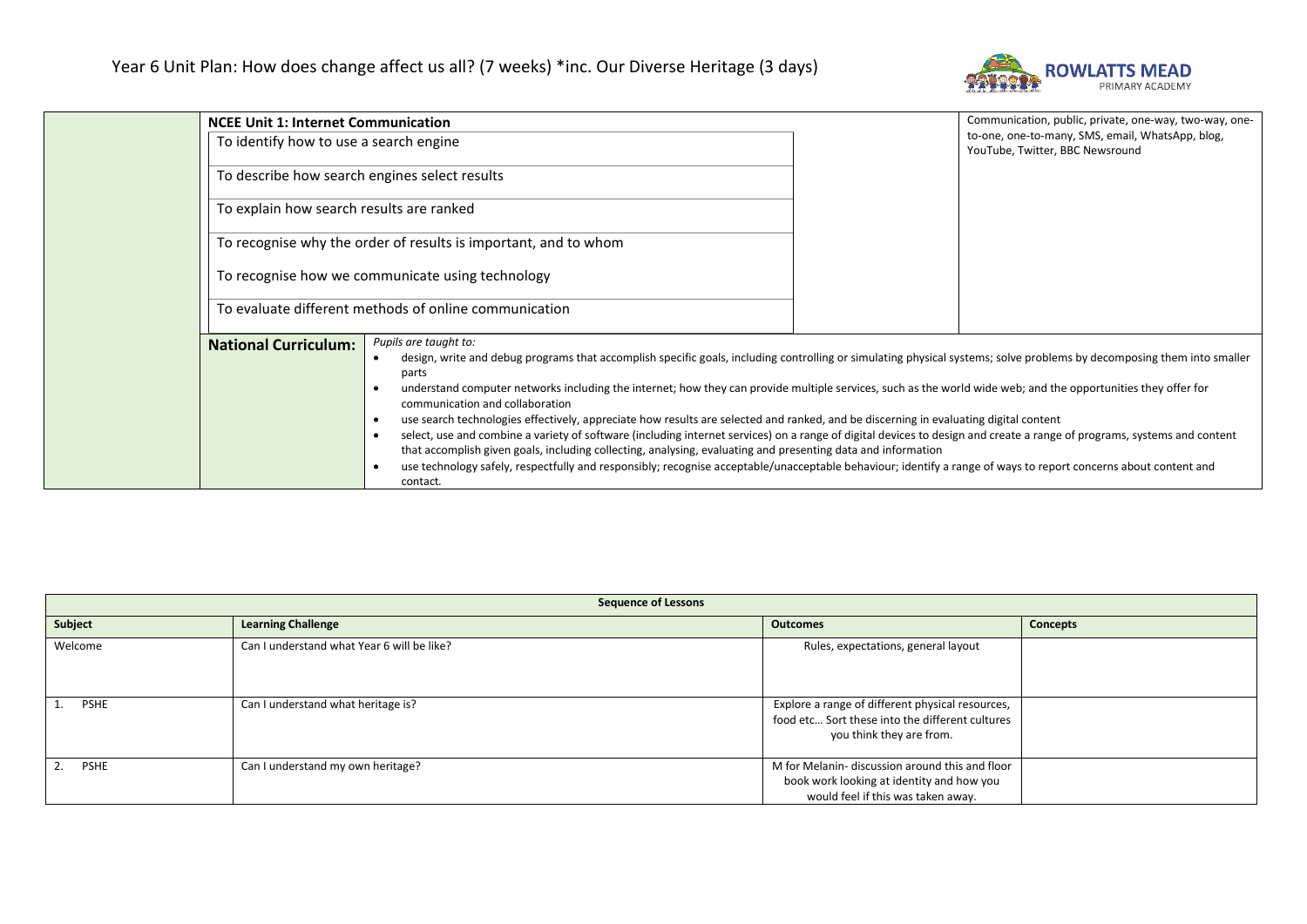# Year 6 Unit Plan: How does change affect us all? (7 weeks) *inc. Our Diverse Heritage (3 days)

ROWLATTS MEAD PRIMARY ACADEMY

| | **NCEE Unit 1: Internet Communication** | | Communication, public, private, one-way, two-way, one-to-one, one-to-many, SMS, email, WhatsApp, blog, YouTube, Twitter, BBC Newsround |
|---|---|---|---|
| | To identify how to use a search engine | | |
| | To describe how search engines select results | | |
| | To explain how search results are ranked | | |
| | To recognise why the order of results is important, and to whom | | |
| | To recognise how we communicate using technology | | |
| | To evaluate different methods of online communication | | |

**National Curriculum:**

*Pupils are taught to:*

- design, write and debug programs that accomplish specific goals, including controlling or simulating physical systems; solve problems by decomposing them into smaller parts
- understand computer networks including the internet; how they can provide multiple services, such as the world wide web; and the opportunities they offer for communication and collaboration
- use search technologies effectively, appreciate how results are selected and ranked, and be discerning in evaluating digital content
- select, use and combine a variety of software (including internet services) on a range of digital devices to design and create a range of programs, systems and content that accomplish given goals, including collecting, analysing, evaluating and presenting data and information
- use technology safely, respectfully and responsibly; recognise acceptable/unacceptable behaviour; identify a range of ways to report concerns about content and contact.

**Sequence of Lessons**

| **Subject** | **Learning Challenge** | **Outcomes** | **Concepts** |
|---|---|---|---|
| Welcome | Can I understand what Year 6 will be like? | Rules, expectations, general layout | |
| 1. PSHE | Can I understand what heritage is? | Explore a range of different physical resources, food etc… Sort these into the different cultures you think they are from. | |
| 2. PSHE | Can I understand my own heritage? | M for Melanin- discussion around this and floor book work looking at identity and how you would feel if this was taken away. | |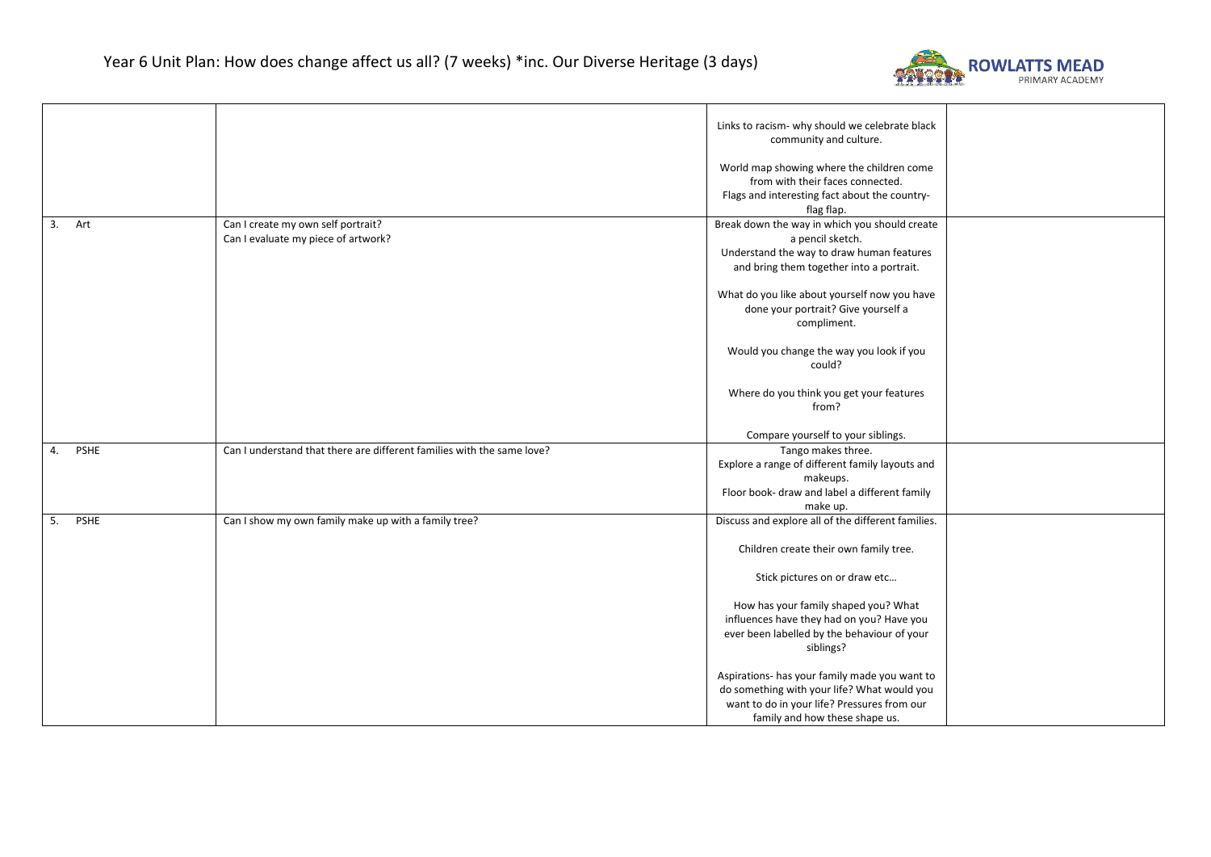# Year 6 Unit Plan: How does change affect us all? (7 weeks) *inc. Our Diverse Heritage (3 days)

| | | | |
|---|---|---|---|
| | | Links to racism- why should we celebrate black community and culture.<br><br>World map showing where the children come from with their faces connected.<br>Flags and interesting fact about the country- flag flap. | |
| 3. Art | Can I create my own self portrait?<br>Can I evaluate my piece of artwork? | Break down the way in which you should create a pencil sketch.<br>Understand the way to draw human features and bring them together into a portrait.<br><br>What do you like about yourself now you have done your portrait? Give yourself a compliment.<br><br>Would you change the way you look if you could?<br><br>Where do you think you get your features from?<br><br>Compare yourself to your siblings. | |
| 4. PSHE | Can I understand that there are different families with the same love? | Tango makes three.<br>Explore a range of different family layouts and makeups.<br>Floor book- draw and label a different family make up. | |
| 5. PSHE | Can I show my own family make up with a family tree? | Discuss and explore all of the different families.<br><br>Children create their own family tree.<br><br>Stick pictures on or draw etc…<br><br>How has your family shaped you? What influences have they had on you? Have you ever been labelled by the behaviour of your siblings?<br><br>Aspirations- has your family made you want to do something with your life? What would you want to do in your life? Pressures from our family and how these shape us. | |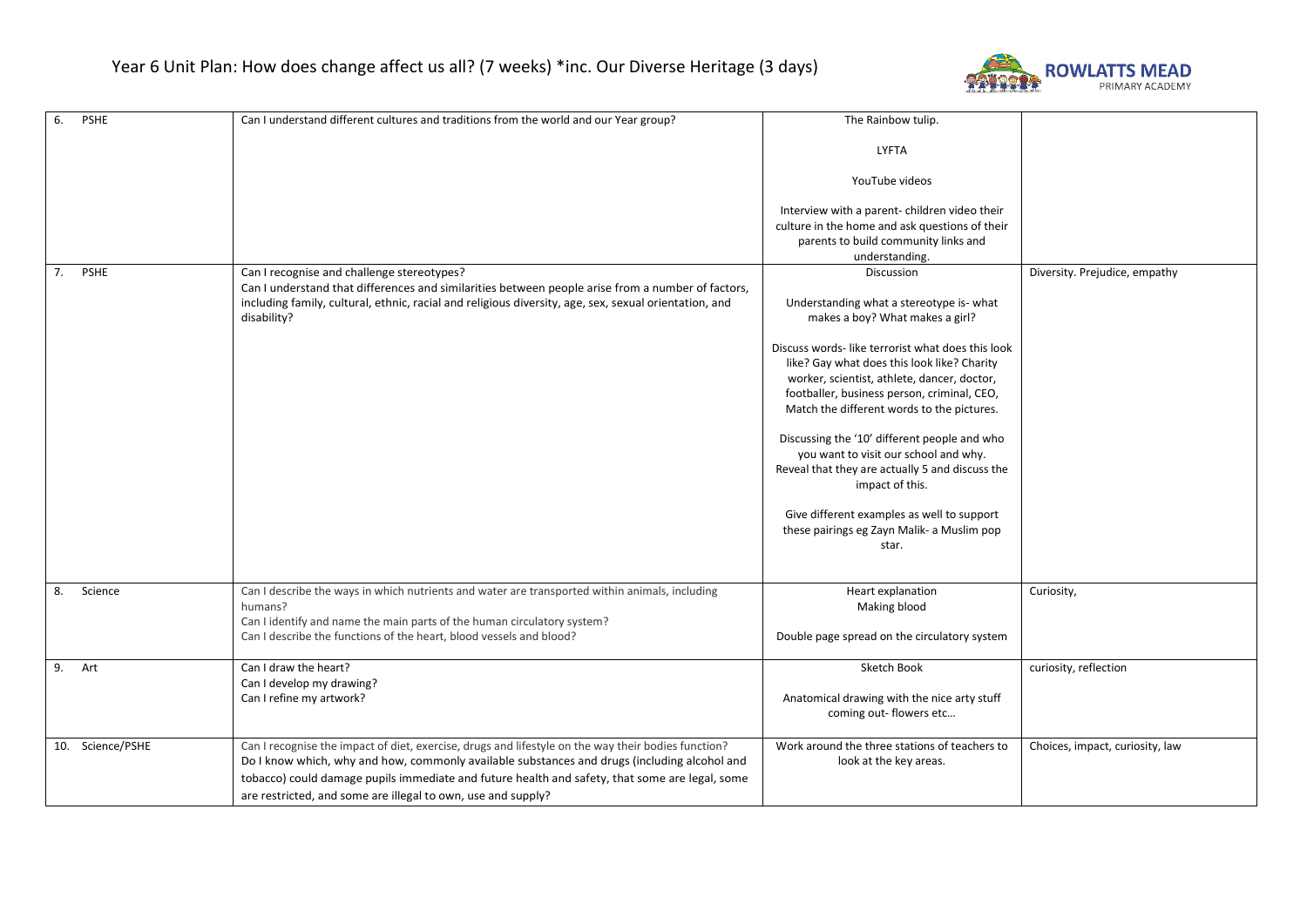# Year 6 Unit Plan: How does change affect us all? (7 weeks) *inc. Our Diverse Heritage (3 days)

| | | | |
|---|---|---|---|
| 6. PSHE | Can I understand different cultures and traditions from the world and our Year group? | The Rainbow tulip.<br><br>LYFTA<br><br>YouTube videos<br><br>Interview with a parent- children video their culture in the home and ask questions of their parents to build community links and understanding. | |
| 7. PSHE | Can I recognise and challenge stereotypes?<br>Can I understand that differences and similarities between people arise from a number of factors, including family, cultural, ethnic, racial and religious diversity, age, sex, sexual orientation, and disability? | Discussion<br><br>Understanding what a stereotype is- what makes a boy? What makes a girl?<br><br>Discuss words- like terrorist what does this look like? Gay what does this look like? Charity worker, scientist, athlete, dancer, doctor, footballer, business person, criminal, CEO, Match the different words to the pictures.<br><br>Discussing the '10' different people and who you want to visit our school and why. Reveal that they are actually 5 and discuss the impact of this.<br><br>Give different examples as well to support these pairings eg Zayn Malik- a Muslim pop star. | Diversity. Prejudice, empathy |
| 8. Science | Can I describe the ways in which nutrients and water are transported within animals, including humans?<br>Can I identify and name the main parts of the human circulatory system?<br>Can I describe the functions of the heart, blood vessels and blood? | Heart explanation<br>Making blood<br><br>Double page spread on the circulatory system | Curiosity, |
| 9. Art | Can I draw the heart?<br>Can I develop my drawing?<br>Can I refine my artwork? | Sketch Book<br><br>Anatomical drawing with the nice arty stuff coming out- flowers etc… | curiosity, reflection |
| 10. Science/PSHE | Can I recognise the impact of diet, exercise, drugs and lifestyle on the way their bodies function?<br>Do I know which, why and how, commonly available substances and drugs (including alcohol and tobacco) could damage pupils immediate and future health and safety, that some are legal, some are restricted, and some are illegal to own, use and supply? | Work around the three stations of teachers to look at the key areas. | Choices, impact, curiosity, law |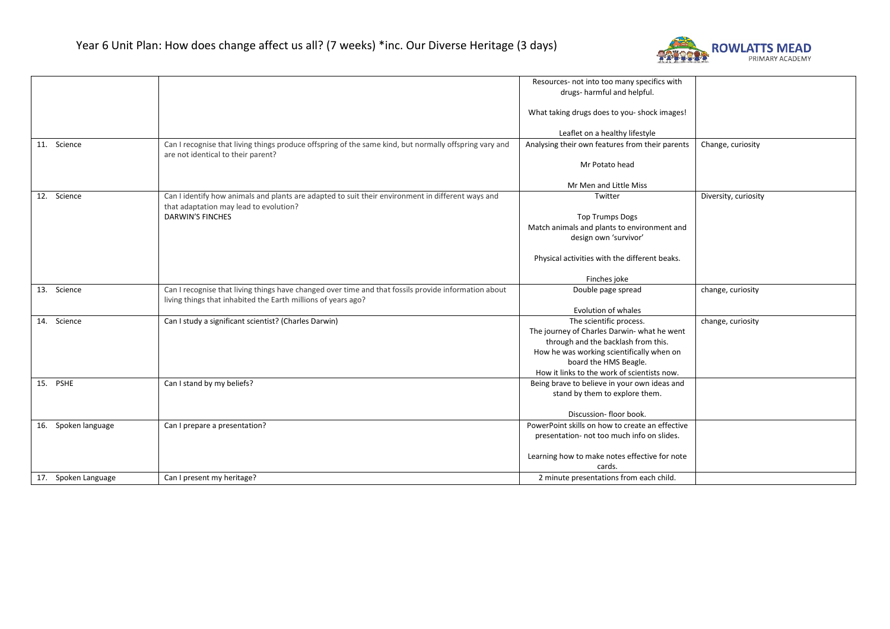# Year 6 Unit Plan: How does change affect us all? (7 weeks) *inc. Our Diverse Heritage (3 days)

| | | | |
|---|---|---|---|
| | | Resources- not into too many specifics with drugs- harmful and helpful.<br><br>What taking drugs does to you- shock images!<br><br>Leaflet on a healthy lifestyle | |
| 11. Science | Can I recognise that living things produce offspring of the same kind, but normally offspring vary and are not identical to their parent? | Analysing their own features from their parents<br><br>Mr Potato head<br><br>Mr Men and Little Miss | Change, curiosity |
| 12. Science | Can I identify how animals and plants are adapted to suit their environment in different ways and that adaptation may lead to evolution?<br>DARWIN'S FINCHES | Twitter<br><br>Top Trumps Dogs<br>Match animals and plants to environment and design own 'survivor'<br><br>Physical activities with the different beaks.<br><br>Finches joke | Diversity, curiosity |
| 13. Science | Can I recognise that living things have changed over time and that fossils provide information about living things that inhabited the Earth millions of years ago? | Double page spread<br><br>Evolution of whales | change, curiosity |
| 14. Science | Can I study a significant scientist? (Charles Darwin) | The scientific process.<br>The journey of Charles Darwin- what he went through and the backlash from this.<br>How he was working scientifically when on board the HMS Beagle.<br>How it links to the work of scientists now. | change, curiosity |
| 15. PSHE | Can I stand by my beliefs? | Being brave to believe in your own ideas and stand by them to explore them.<br><br>Discussion- floor book. | |
| 16. Spoken language | Can I prepare a presentation? | PowerPoint skills on how to create an effective presentation- not too much info on slides.<br><br>Learning how to make notes effective for note cards. | |
| 17. Spoken Language | Can I present my heritage? | 2 minute presentations from each child. | |